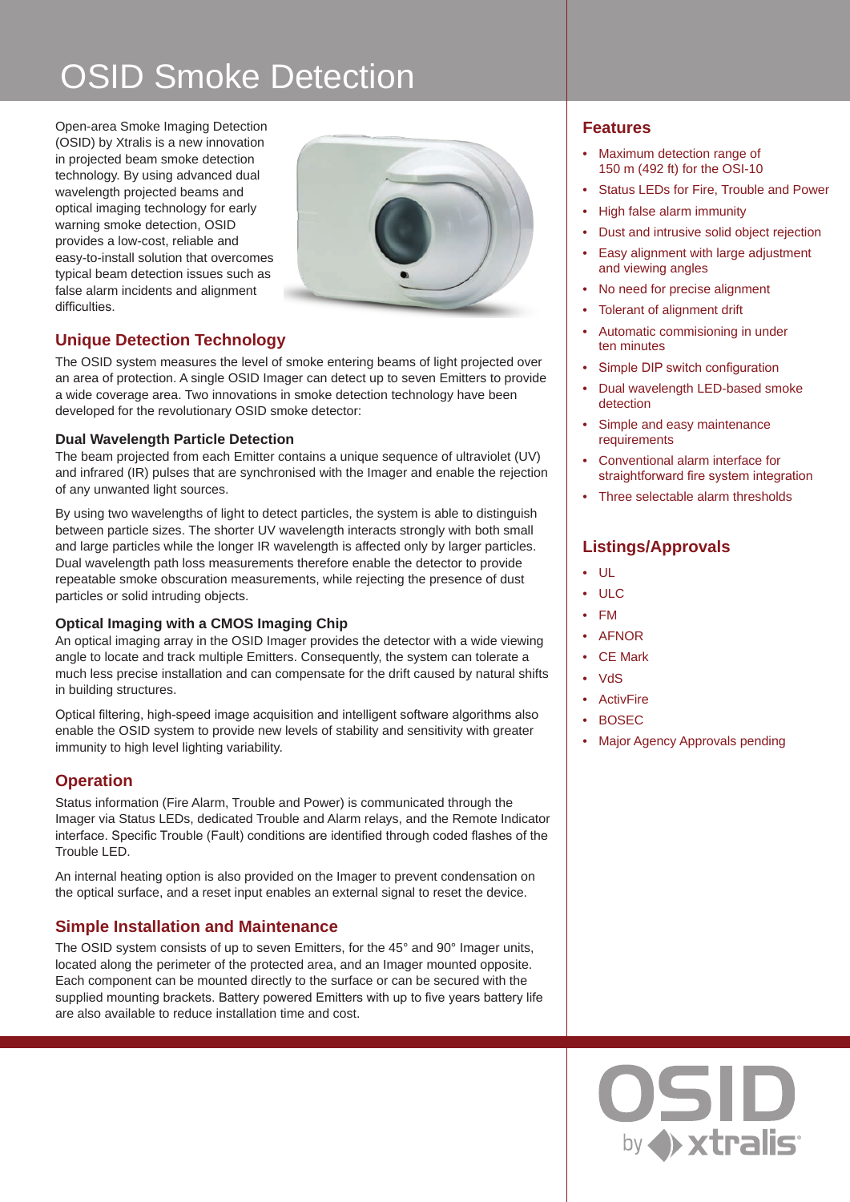# OSID Smoke Detection

Open-area Smoke Imaging Detection (OSID) by Xtralis is a new innovation in projected beam smoke detection technology. By using advanced dual wavelength projected beams and optical imaging technology for early warning smoke detection, OSID provides a low-cost, reliable and easy-to-install solution that overcomes typical beam detection issues such as false alarm incidents and alignment difficulties.

## Unique Detection Technology

The OSID system measures the level of smoke entering beams of light projected over an area of protection. A single OSID Imager can detect up to seven Emitters to provide a wide coverage area. Two innovations in smoke detection technology have been developed for the revolutionary OSID smoke detector:

### Dual Wavelength Particle Detection

The beam projected from each Emitter contains a unique sequence of ultraviolet (UV) and infrared (IR) pulses that are synchronised with the Imager and enable the rejection of any unwanted light sources.

By using two wavelengths of light to detect particles, the system is able to distinguish between particle sizes. The shorter UV wavelength interacts strongly with both small and large particles while the longer IR wavelength is affected only by larger particles. Dual wavelength path loss measurements therefore enable the detector to provide repeatable smoke obscuration measurements, while rejecting the presence of dust particles or solid intruding objects.

### Optical Imaging with a CMOS Imaging Chip

An optical imaging array in the OSID Imager provides the detector with a wide viewing angle to locate and track multiple Emitters. Consequently, the system can tolerate a much less precise installation and can compensate for the drift caused by natural shifts in building structures.

Optical filtering, high-speed image acquisition and intelligent software algorithms also enable the OSID system to provide new levels of stability and sensitivity with greater immunity to high level lighting variability.

## Operation

Status information (Fire Alarm, Trouble and Power) is communicated through the Imager via Status LEDs, dedicated Trouble and Alarm relays, and the Remote Indicator interface. Specific Trouble (Fault) conditions are identified through coded flashes of the Trouble LED.

An internal heating option is also provided on the Imager to prevent condensation on the optical surface, and a reset input enables an external signal to reset the device.

## Simple Installation and Maintenance

The OSID system consists of up to seven Emitters, for the 45° and 90° Imager units, located along the perimeter of the protected area, and an Imager mounted opposite. Each component can be mounted directly to the surface or can be secured with the supplied mounting brackets. Battery powered Emitters with up to five years battery life are also available to reduce installation time and cost.

## Features

- Maximum detection range of 150 m (492 ft) for the OSI-10
- Status LEDs for Fire, Trouble and Power
- High false alarm immunity
- Dust and intrusive solid object rejection
- Easy alignment with large adjustment and viewing angles
- No need for precise alignment
- Tolerant of alignment drift
- Automatic commisioning in under ten minutes
- Simple DIP switch configuration
- Dual wavelength LED-based smoke detection
- Simple and easy maintenance requirements
- Conventional alarm interface for straightforward fire system integration
- Three selectable alarm thresholds

## Listings/Approvals

- UL
- ULC
- FM
- AFNOR
- CE Mark
- VdS
- ActivFire
- BOSEC
- Major Agency Approvals pending

OSID by xtralis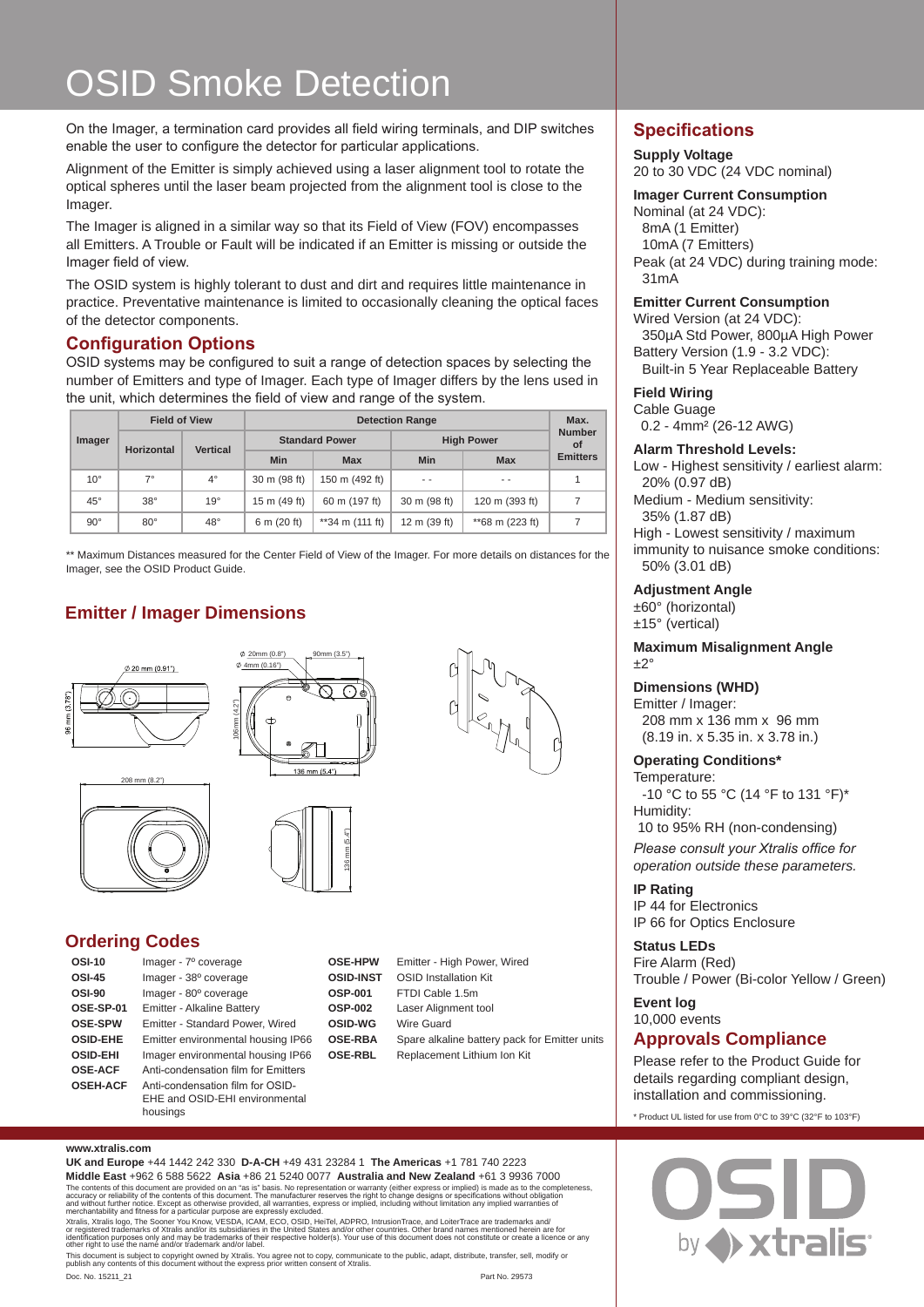# OSID Smoke Detection

On the Imager, a termination card provides all field wiring terminals, and DIP switches enable the user to configure the detector for particular applications.

Alignment of the Emitter is simply achieved using a laser alignment tool to rotate the optical spheres until the laser beam projected from the alignment tool is close to the Imager.

The Imager is aligned in a similar way so that its Field of View (FOV) encompasses all Emitters. A Trouble or Fault will be indicated if an Emitter is missing or outside the Imager field of view.

The OSID system is highly tolerant to dust and dirt and requires little maintenance in practice. Preventative maintenance is limited to occasionally cleaning the optical faces of the detector components.

## Configuration Options

OSID systems may be configured to suit a range of detection spaces by selecting the number of Emitters and type of Imager. Each type of Imager differs by the lens used in the unit, which determines the field of view and range of the system.

| Imager | Field of View | | Detection Range | | | | Max. Number of Emitters |
|---|---|---|---|---|---|---|---|
| | Horizontal | Vertical | Standard Power | | High Power | | |
| | | | Min | Max | Min | Max | |
| 10° | 7° | 4° | 30 m (98 ft) | 150 m (492 ft) | - - | - - | 1 |
| 45° | 38° | 19° | 15 m (49 ft) | 60 m (197 ft) | 30 m (98 ft) | 120 m (393 ft) | 7 |
| 90° | 80° | 48° | 6 m (20 ft) | **34 m (111 ft) | 12 m (39 ft) | **68 m (223 ft) | 7 |

** Maximum Distances measured for the Center Field of View of the Imager. For more details on distances for the Imager, see the OSID Product Guide.

## Emitter / Imager Dimensions

Ø 20 mm (0.91")
96 mm (3.78")
208 mm (8.2")
Ø 20mm (0.8")
Ø 4mm (0.16")
90mm (3.5")
106mm (4.2")
136 mm (5.4")
136 mm (5.4")

## Ordering Codes

| | |
|---|---|
| **OSI-10** | Imager - 7º coverage |
| **OSI-45** | Imager - 38º coverage |
| **OSI-90** | Imager - 80º coverage |
| **OSE-SP-01** | Emitter - Alkaline Battery |
| **OSE-SPW** | Emitter - Standard Power, Wired |
| **OSID-EHE** | Emitter environmental housing IP66 |
| **OSID-EHI** | Imager environmental housing IP66 |
| **OSE-ACF** | Anti-condensation film for Emitters |
| **OSEH-ACF** | Anti-condensation film for OSID-EHE and OSID-EHI environmental housings |
| **OSE-HPW** | Emitter - High Power, Wired |
| **OSID-INST** | OSID Installation Kit |
| **OSP-001** | FTDI Cable 1.5m |
| **OSP-002** | Laser Alignment tool |
| **OSID-WG** | Wire Guard |
| **OSE-RBA** | Spare alkaline battery pack for Emitter units |
| **OSE-RBL** | Replacement Lithium Ion Kit |

## Specifications

**Supply Voltage**
20 to 30 VDC (24 VDC nominal)

**Imager Current Consumption**
Nominal (at 24 VDC):
8mA (1 Emitter)
10mA (7 Emitters)
Peak (at 24 VDC) during training mode:
31mA

**Emitter Current Consumption**
Wired Version (at 24 VDC):
350µA Std Power, 800µA High Power
Battery Version (1.9 - 3.2 VDC):
Built-in 5 Year Replaceable Battery

**Field Wiring**
Cable Guage
0.2 - 4mm² (26-12 AWG)

**Alarm Threshold Levels:**
Low - Highest sensitivity / earliest alarm:
20% (0.97 dB)
Medium - Medium sensitivity:
35% (1.87 dB)
High - Lowest sensitivity / maximum immunity to nuisance smoke conditions:
50% (3.01 dB)

**Adjustment Angle**
±60° (horizontal)
±15° (vertical)

**Maximum Misalignment Angle**
±2°

**Dimensions (WHD)**
Emitter / Imager:
208 mm x 136 mm x 96 mm
(8.19 in. x 5.35 in. x 3.78 in.)

**Operating Conditions***
Temperature:
-10 °C to 55 °C (14 °F to 131 °F)*
Humidity:
10 to 95% RH (non-condensing)
*Please consult your Xtralis office for operation outside these parameters.*

**IP Rating**
IP 44 for Electronics
IP 66 for Optics Enclosure

**Status LEDs**
Fire Alarm (Red)
Trouble / Power (Bi-color Yellow / Green)

**Event log**
10,000 events

## Approvals Compliance

Please refer to the Product Guide for details regarding compliant design, installation and commissioning.

* Product UL listed for use from 0°C to 39°C (32°F to 103°F)

**www.xtralis.com**
**UK and Europe** +44 1442 242 330 **D-A-CH** +49 431 23284 1 **The Americas** +1 781 740 2223
**Middle East** +962 6 588 5622 **Asia** +86 21 5240 0077 **Australia and New Zealand** +61 3 9936 7000

The contents of this document are provided on an "as is" basis. No representation or warranty (either express or implied) is made as to the completeness, accuracy or reliability of the contents of this document. The manufacturer reserves the right to change designs or specifications without obligation and without further notice. Except as otherwise provided, all warranties, express or implied, including without limitation any implied warranties of merchantability and fitness for a particular purpose are expressly excluded.

Xtralis, Xtralis logo, The Sooner You Know, VESDA, ICAM, ECO, OSID, HeiTel, ADPRO, IntrusionTrace, and LoiterTrace are trademarks and/or registered trademarks of Xtralis and/or its subsidiaries in the United States and/or other countries. Other brand names mentioned herein are for identification purposes only and may be trademarks of their respective holder(s). Your use of this document does not constitute or create a licence or any other right to use the name and/or trademark and/or label.

This document is subject to copyright owned by Xtralis. You agree not to copy, communicate to the public, adapt, distribute, transfer, sell, modify or publish any contents of this document without the express prior written consent of Xtralis.

Doc. No. 15211_21 Part No. 29573

OSID by xtralis